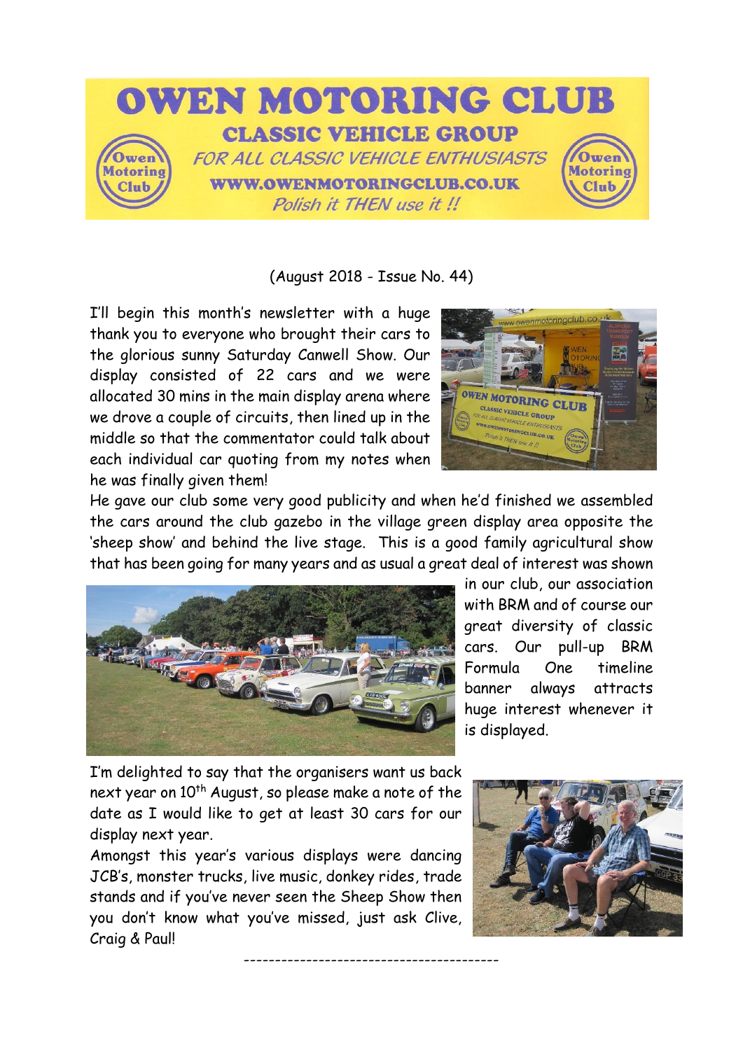# OWEN MOTORING CLUB

## CLASSIC VEHICLE GROUP

*FOR ALL CLASSIC VEHICLE ENTHUSIASTS*

**WWW.OWENMOTORINGCLUB.CO.UK**

*Polish it THEN use it !!*

(August 2018 - Issue No. 44)

I'll begin this month's newsletter with a huge thank you to everyone who brought their cars to the glorious sunny Saturday Canwell Show. Our display consisted of 22 cars and we were allocated 30 mins in the main display arena where we drove a couple of circuits, then lined up in the middle so that the commentator could talk about each individual car quoting from my notes when he was finally given them!

He gave our club some very good publicity and when he'd finished we assembled the cars around the club gazebo in the village green display area opposite the 'sheep show' and behind the live stage. This is a good family agricultural show that has been going for many years and as usual a great deal of interest was shown in our club, our association with BRM and of course our great diversity of classic cars. Our pull-up BRM Formula One timeline banner always attracts huge interest whenever it is displayed.

I'm delighted to say that the organisers want us back next year on 10th August, so please make a note of the date as I would like to get at least 30 cars for our display next year.

Amongst this year's various displays were dancing JCB's, monster trucks, live music, donkey rides, trade stands and if you've never seen the Sheep Show then you don't know what you've missed, just ask Clive, Craig & Paul!

----------------------------------------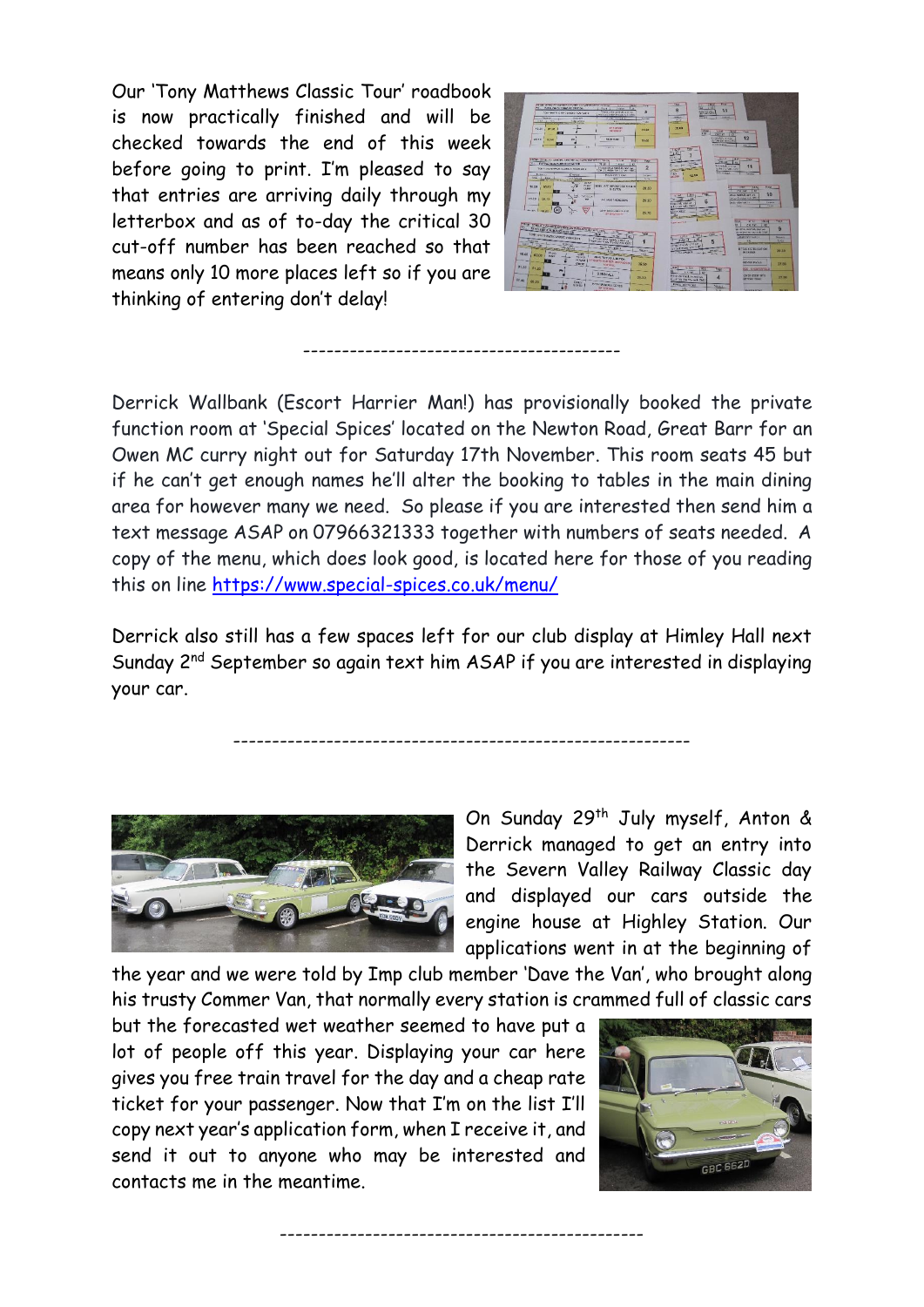Our 'Tony Matthews Classic Tour' roadbook is now practically finished and will be checked towards the end of this week before going to print. I'm pleased to say that entries are arriving daily through my letterbox and as of to-day the critical 30 cut-off number has been reached so that means only 10 more places left so if you are thinking of entering don't delay!

----------------------------------------

Derrick Wallbank (Escort Harrier Man!) has provisionally booked the private function room at 'Special Spices' located on the Newton Road, Great Barr for an Owen MC curry night out for Saturday 17th November. This room seats 45 but if he can't get enough names he'll alter the booking to tables in the main dining area for however many we need. So please if you are interested then send him a text message ASAP on 07966321333 together with numbers of seats needed. A copy of the menu, which does look good, is located here for those of you reading this on line https://www.special-spices.co.uk/menu/

Derrick also still has a few spaces left for our club display at Himley Hall next Sunday 2nd September so again text him ASAP if you are interested in displaying your car.

----------------------------------------------------------

On Sunday 29th July myself, Anton & Derrick managed to get an entry into the Severn Valley Railway Classic day and displayed our cars outside the engine house at Highley Station. Our applications went in at the beginning of the year and we were told by Imp club member 'Dave the Van', who brought along his trusty Commer Van, that normally every station is crammed full of classic cars but the forecasted wet weather seemed to have put a lot of people off this year. Displaying your car here gives you free train travel for the day and a cheap rate ticket for your passenger. Now that I'm on the list I'll copy next year's application form, when I receive it, and send it out to anyone who may be interested and contacts me in the meantime.

----------------------------------------------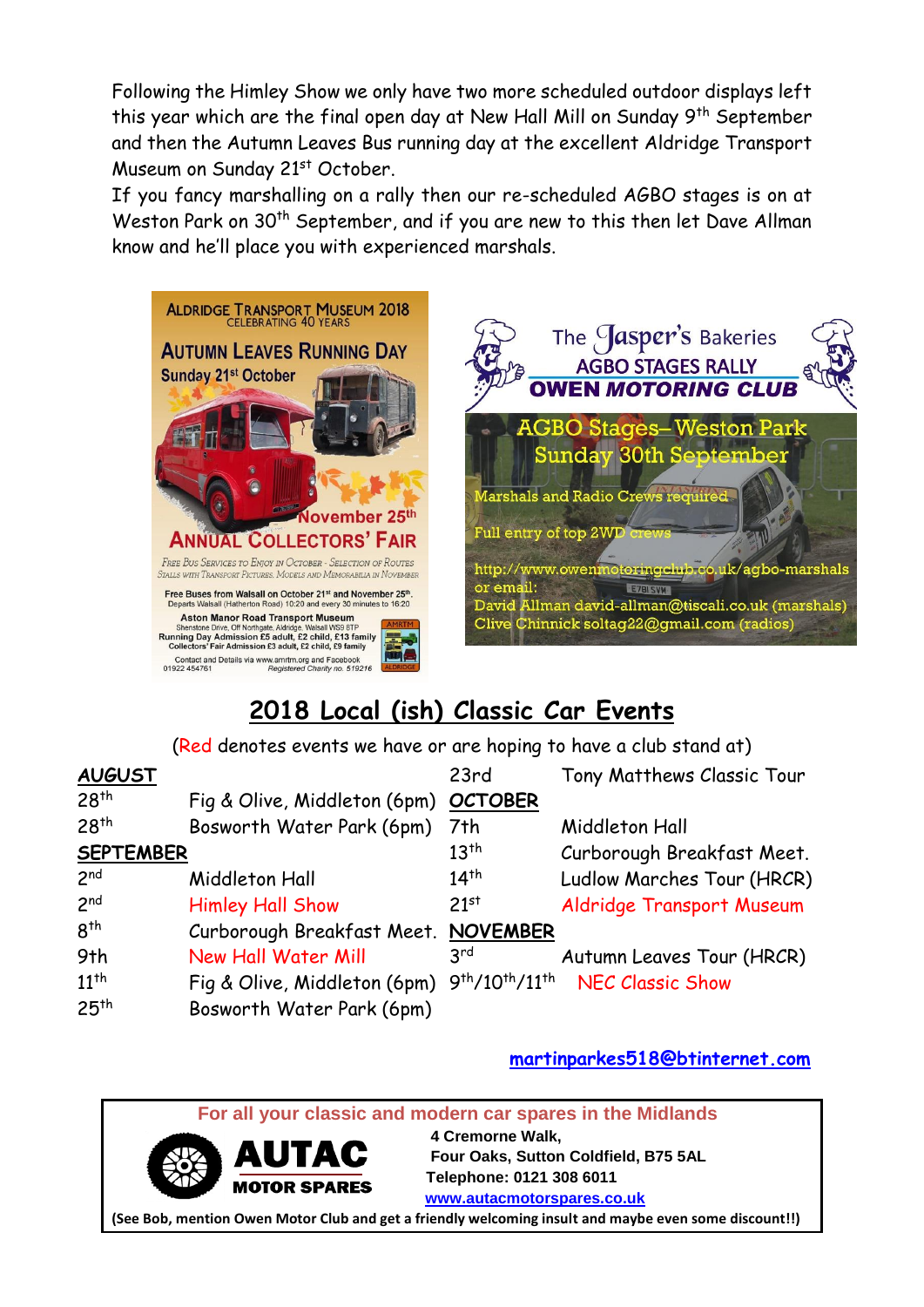Following the Himley Show we only have two more scheduled outdoor displays left this year which are the final open day at New Hall Mill on Sunday 9th September and then the Autumn Leaves Bus running day at the excellent Aldridge Transport Museum on Sunday 21st October.

If you fancy marshalling on a rally then our re-scheduled AGBO stages is on at Weston Park on 30th September, and if you are new to this then let Dave Allman know and he'll place you with experienced marshals.

ALDRIDGE TRANSPORT MUSEUM 2018
CELEBRATING 40 YEARS

AUTUMN LEAVES RUNNING DAY
Sunday 21st October

November 25th
ANNUAL COLLECTORS' FAIR

FREE BUS SERVICES TO ENJOY IN OCTOBER - SELECTION OF ROUTES
STALLS WITH TRANSPORT PICTURES, MODELS AND MEMORABILIA IN NOVEMBER

Free Buses from Walsall on October 21st and November 25th.
Departs Walsall (Hatherton Road) 10:20 and every 30 minutes to 16:20

Aston Manor Road Transport Museum
Shenstone Drive, Off Northgate, Aldridge, Walsall WS9 8TP
Running Day Admission £5 adult, £2 child, £13 family
Collectors' Fair Admission £3 adult, £2 child, £9 family

Contact and Details via www.amrtm.org and Facebook
01922 454761 Registered Charity no. 519216

The Jasper's Bakeries
AGBO STAGES RALLY
OWEN MOTORING CLUB

AGBO Stages– Weston Park
Sunday 30th September

Marshals and Radio Crews required

Full entry of top 2WD crews

http://www.owenmotoringclub.co.uk/agbo-marshals
or email:
David Allman david-allman@tiscali.co.uk (marshals)
Clive Chinnick soltag22@gmail.com (radios)

## 2018 Local (ish) Classic Car Events

(Red denotes events we have or are hoping to have a club stand at)

**AUGUST**

- 28th Fig & Olive, Middleton (6pm)
- 28th Bosworth Water Park (6pm)

**SEPTEMBER**

- 2nd Middleton Hall
- 2nd Himley Hall Show
- 8th Curborough Breakfast Meet.
- 9th New Hall Water Mill
- 11th Fig & Olive, Middleton (6pm)
- 25th Bosworth Water Park (6pm)
- 23rd Tony Matthews Classic Tour

**OCTOBER**

- 7th Middleton Hall
- 13th Curborough Breakfast Meet.
- 14th Ludlow Marches Tour (HRCR)
- 21st Aldridge Transport Museum

**NOVEMBER**

- 3rd Autumn Leaves Tour (HRCR)
- 9th/10th/11th NEC Classic Show

martinparkes518@btinternet.com

**For all your classic and modern car spares in the Midlands**

AUTAC MOTOR SPARES

**4 Cremorne Walk,**
**Four Oaks, Sutton Coldfield, B75 5AL**
**Telephone: 0121 308 6011**
**www.autacmotorspares.co.uk**

**(See Bob, mention Owen Motor Club and get a friendly welcoming insult and maybe even some discount!!)**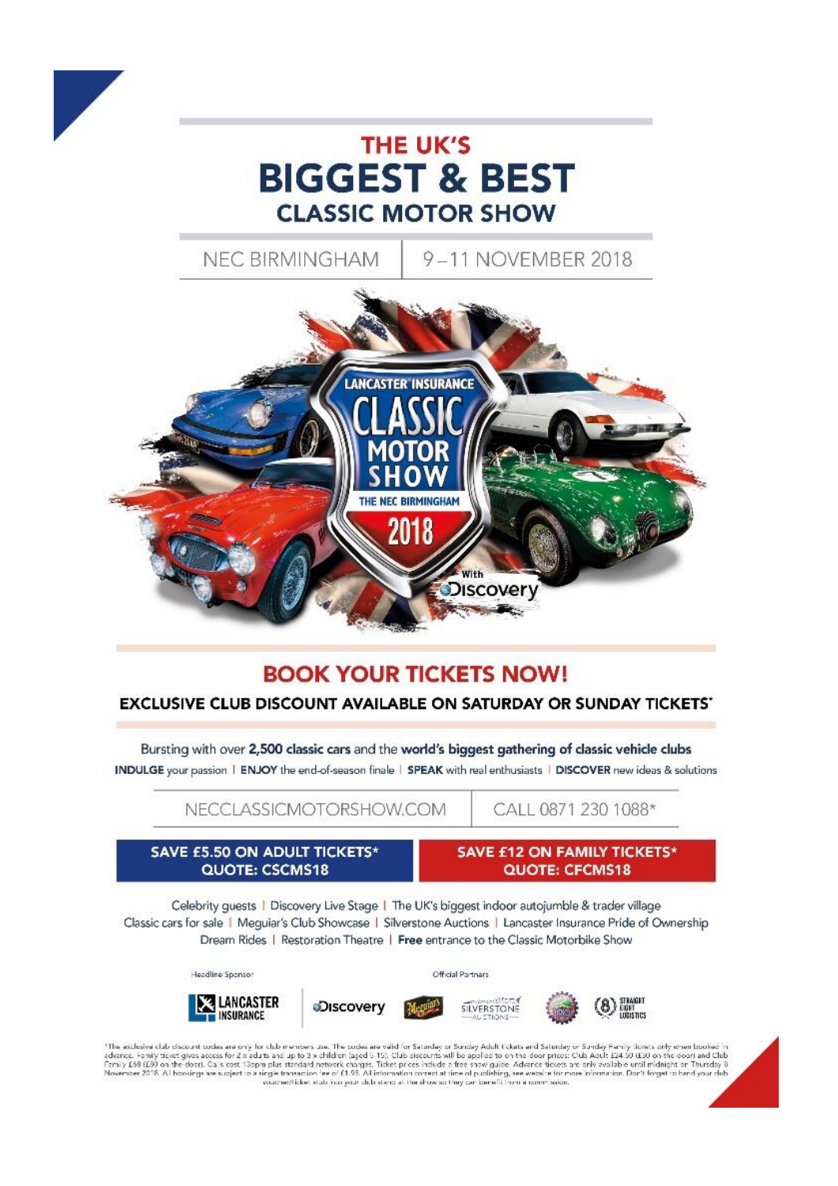## THE UK'S

# BIGGEST & BEST

## CLASSIC MOTOR SHOW

NEC BIRMINGHAM | 9 – 11 NOVEMBER 2018

## BOOK YOUR TICKETS NOW!

**EXCLUSIVE CLUB DISCOUNT AVAILABLE ON SATURDAY OR SUNDAY TICKETS***

Bursting with over **2,500 classic cars** and the **world's biggest gathering of classic vehicle clubs**

**INDULGE** your passion | **ENJOY** the end-of-season finale | **SPEAK** with real enthusiasts | **DISCOVER** new ideas & solutions

NECCLASSICMOTORSHOW.COM | CALL 0871 230 1088*

**SAVE £5.50 ON ADULT TICKETS* QUOTE: CSCMS18**

**SAVE £12 ON FAMILY TICKETS* QUOTE: CFCMS18**

Celebrity guests | Discovery Live Stage | The UK's biggest indoor autojumble & trader village
Classic cars for sale | Meguiar's Club Showcase | Silverstone Auctions | Lancaster Insurance Pride of Ownership
Dream Rides | Restoration Theatre | **Free** entrance to the Classic Motorbike Show

Headline Sponsor: Lancaster Insurance

Official Partners: Discovery, Meguiar's, Silverstone Auctions, Straight Eight Logistics

*The exclusive club discount codes are only for club members use. The codes are valid for Saturday or Sunday Adult tickets and Saturday or Sunday Family tickets only when booked in advance. Family ticket gives access for 2 x adults and up to 3 x children (aged 5-15). Club discounts will be applied to on the door prices: Club Adult £24.50 (£30 on the door) and Club Family £68 (£80 on the door). Calls cost 13p/m plus standard network charges. Ticket prices include a free show guide. Advance tickets are only available until midnight on Thursday 8 November 2018. All bookings are subject to a single transaction fee of £1.95. All information correct at time of publishing, see website for more information. Don't forget to hand your club voucher/ticket stub into your club stand at the show so they can benefit from a commission.